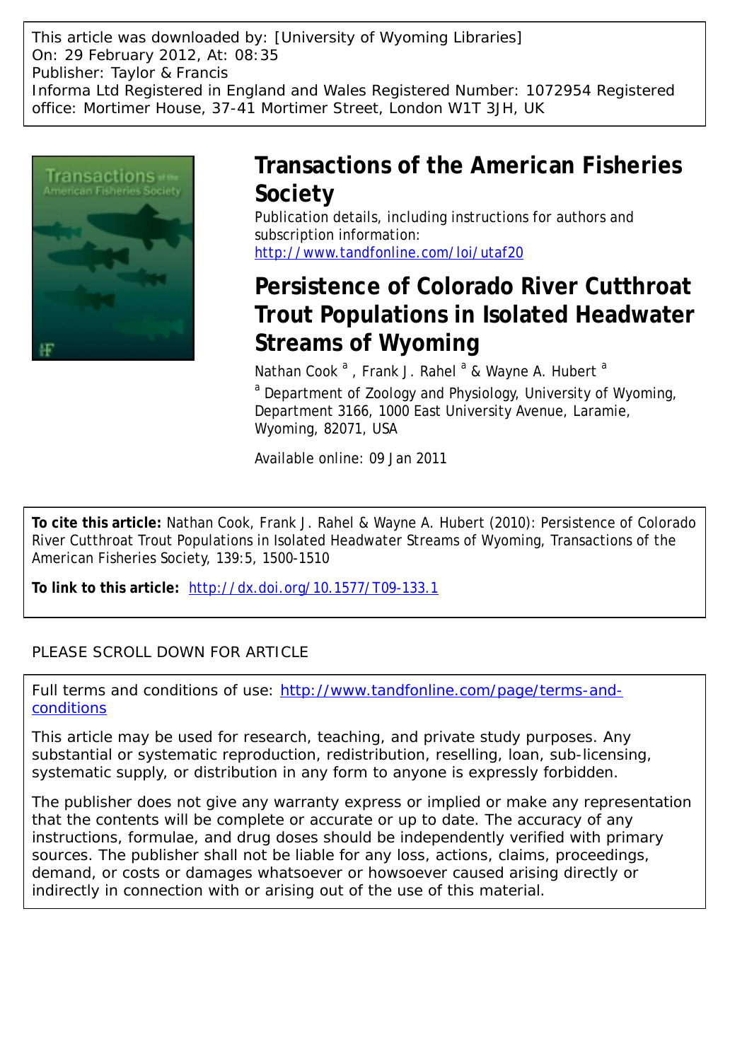This article was downloaded by: [University of Wyoming Libraries]
On: 29 February 2012, At: 08:35
Publisher: Taylor & Francis
Informa Ltd Registered in England and Wales Registered Number: 1072954 Registered office: Mortimer House, 37-41 Mortimer Street, London W1T 3JH, UK

# Transactions of the American Fisheries Society

Publication details, including instructions for authors and subscription information:
http://www.tandfonline.com/loi/utaf20

# Persistence of Colorado River Cutthroat Trout Populations in Isolated Headwater Streams of Wyoming

Nathan Cook [a], Frank J. Rahel [a] & Wayne A. Hubert [a]

[a] Department of Zoology and Physiology, University of Wyoming, Department 3166, 1000 East University Avenue, Laramie, Wyoming, 82071, USA

Available online: 09 Jan 2011

**To cite this article:** Nathan Cook, Frank J. Rahel & Wayne A. Hubert (2010): Persistence of Colorado River Cutthroat Trout Populations in Isolated Headwater Streams of Wyoming, Transactions of the American Fisheries Society, 139:5, 1500-1510

**To link to this article:** http://dx.doi.org/10.1577/T09-133.1

PLEASE SCROLL DOWN FOR ARTICLE

Full terms and conditions of use: http://www.tandfonline.com/page/terms-and-conditions

This article may be used for research, teaching, and private study purposes. Any substantial or systematic reproduction, redistribution, reselling, loan, sub-licensing, systematic supply, or distribution in any form to anyone is expressly forbidden.

The publisher does not give any warranty express or implied or make any representation that the contents will be complete or accurate or up to date. The accuracy of any instructions, formulae, and drug doses should be independently verified with primary sources. The publisher shall not be liable for any loss, actions, claims, proceedings, demand, or costs or damages whatsoever or howsoever caused arising directly or indirectly in connection with or arising out of the use of this material.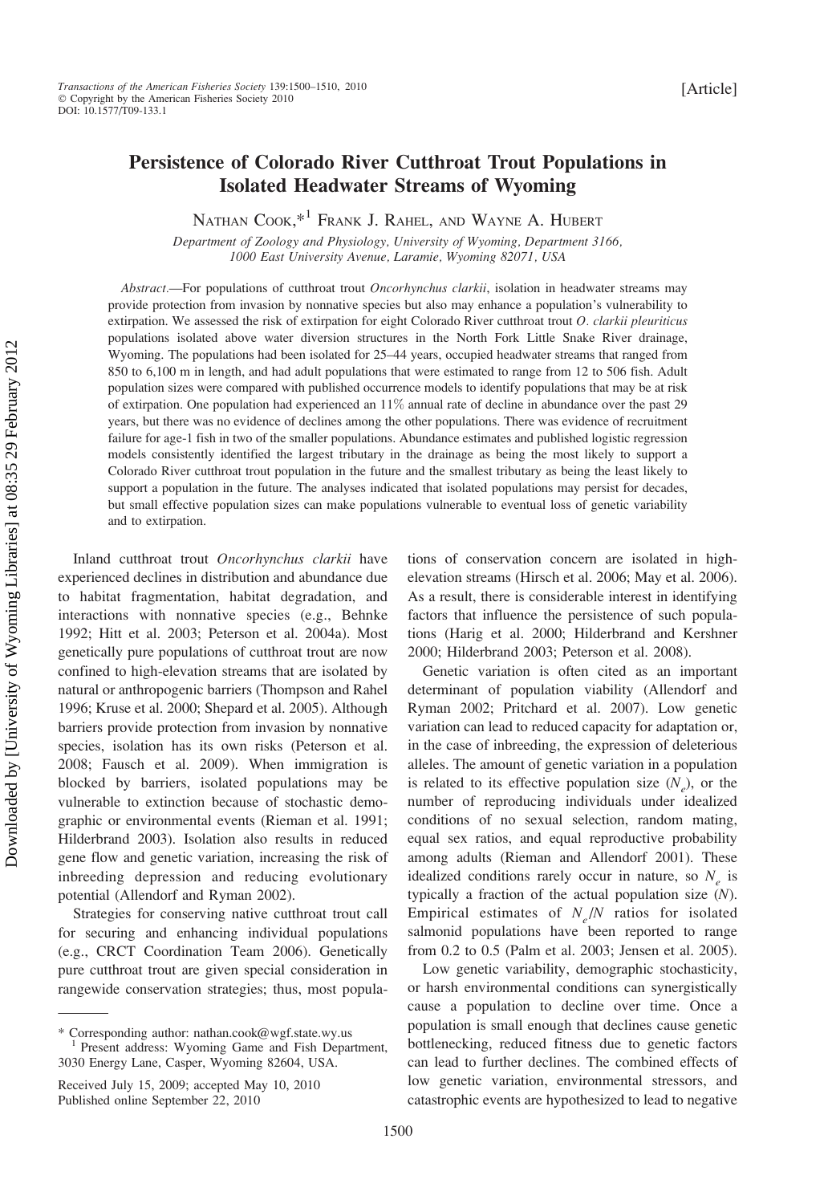# Persistence of Colorado River Cutthroat Trout Populations in Isolated Headwater Streams of Wyoming

Nathan Cook,*[1] Frank J. Rahel, and Wayne A. Hubert

*Department of Zoology and Physiology, University of Wyoming, Department 3166, 1000 East University Avenue, Laramie, Wyoming 82071, USA*

*Abstract.*—For populations of cutthroat trout *Oncorhynchus clarkii*, isolation in headwater streams may provide protection from invasion by nonnative species but also may enhance a population's vulnerability to extirpation. We assessed the risk of extirpation for eight Colorado River cutthroat trout *O. clarkii pleuriticus* populations isolated above water diversion structures in the North Fork Little Snake River drainage, Wyoming. The populations had been isolated for 25–44 years, occupied headwater streams that ranged from 850 to 6,100 m in length, and had adult populations that were estimated to range from 12 to 506 fish. Adult population sizes were compared with published occurrence models to identify populations that may be at risk of extirpation. One population had experienced an 11% annual rate of decline in abundance over the past 29 years, but there was no evidence of declines among the other populations. There was evidence of recruitment failure for age-1 fish in two of the smaller populations. Abundance estimates and published logistic regression models consistently identified the largest tributary in the drainage as being the most likely to support a Colorado River cutthroat trout population in the future and the smallest tributary as being the least likely to support a population in the future. The analyses indicated that isolated populations may persist for decades, but small effective population sizes can make populations vulnerable to eventual loss of genetic variability and to extirpation.

Inland cutthroat trout *Oncorhynchus clarkii* have experienced declines in distribution and abundance due to habitat fragmentation, habitat degradation, and interactions with nonnative species (e.g., Behnke 1992; Hitt et al. 2003; Peterson et al. 2004a). Most genetically pure populations of cutthroat trout are now confined to high-elevation streams that are isolated by natural or anthropogenic barriers (Thompson and Rahel 1996; Kruse et al. 2000; Shepard et al. 2005). Although barriers provide protection from invasion by nonnative species, isolation has its own risks (Peterson et al. 2008; Fausch et al. 2009). When immigration is blocked by barriers, isolated populations may be vulnerable to extinction because of stochastic demographic or environmental events (Rieman et al. 1991; Hilderbrand 2003). Isolation also results in reduced gene flow and genetic variation, increasing the risk of inbreeding depression and reducing evolutionary potential (Allendorf and Ryman 2002).

Strategies for conserving native cutthroat trout call for securing and enhancing individual populations (e.g., CRCT Coordination Team 2006). Genetically pure cutthroat trout are given special consideration in rangewide conservation strategies; thus, most populations of conservation concern are isolated in high-elevation streams (Hirsch et al. 2006; May et al. 2006). As a result, there is considerable interest in identifying factors that influence the persistence of such populations (Harig et al. 2000; Hilderbrand and Kershner 2000; Hilderbrand 2003; Peterson et al. 2008).

Genetic variation is often cited as an important determinant of population viability (Allendorf and Ryman 2002; Pritchard et al. 2007). Low genetic variation can lead to reduced capacity for adaptation or, in the case of inbreeding, the expression of deleterious alleles. The amount of genetic variation in a population is related to its effective population size ($N_e$), or the number of reproducing individuals under idealized conditions of no sexual selection, random mating, equal sex ratios, and equal reproductive probability among adults (Rieman and Allendorf 2001). These idealized conditions rarely occur in nature, so $N_e$ is typically a fraction of the actual population size ($N$). Empirical estimates of $N_e/N$ ratios for isolated salmonid populations have been reported to range from 0.2 to 0.5 (Palm et al. 2003; Jensen et al. 2005).

Low genetic variability, demographic stochasticity, or harsh environmental conditions can synergistically cause a population to decline over time. Once a population is small enough that declines cause genetic bottlenecking, reduced fitness due to genetic factors can lead to further declines. The combined effects of low genetic variation, environmental stressors, and catastrophic events are hypothesized to lead to negative

\* Corresponding author: nathan.cook@wgf.state.wy.us

[1] Present address: Wyoming Game and Fish Department, 3030 Energy Lane, Casper, Wyoming 82604, USA.

Received July 15, 2009; accepted May 10, 2010
Published online September 22, 2010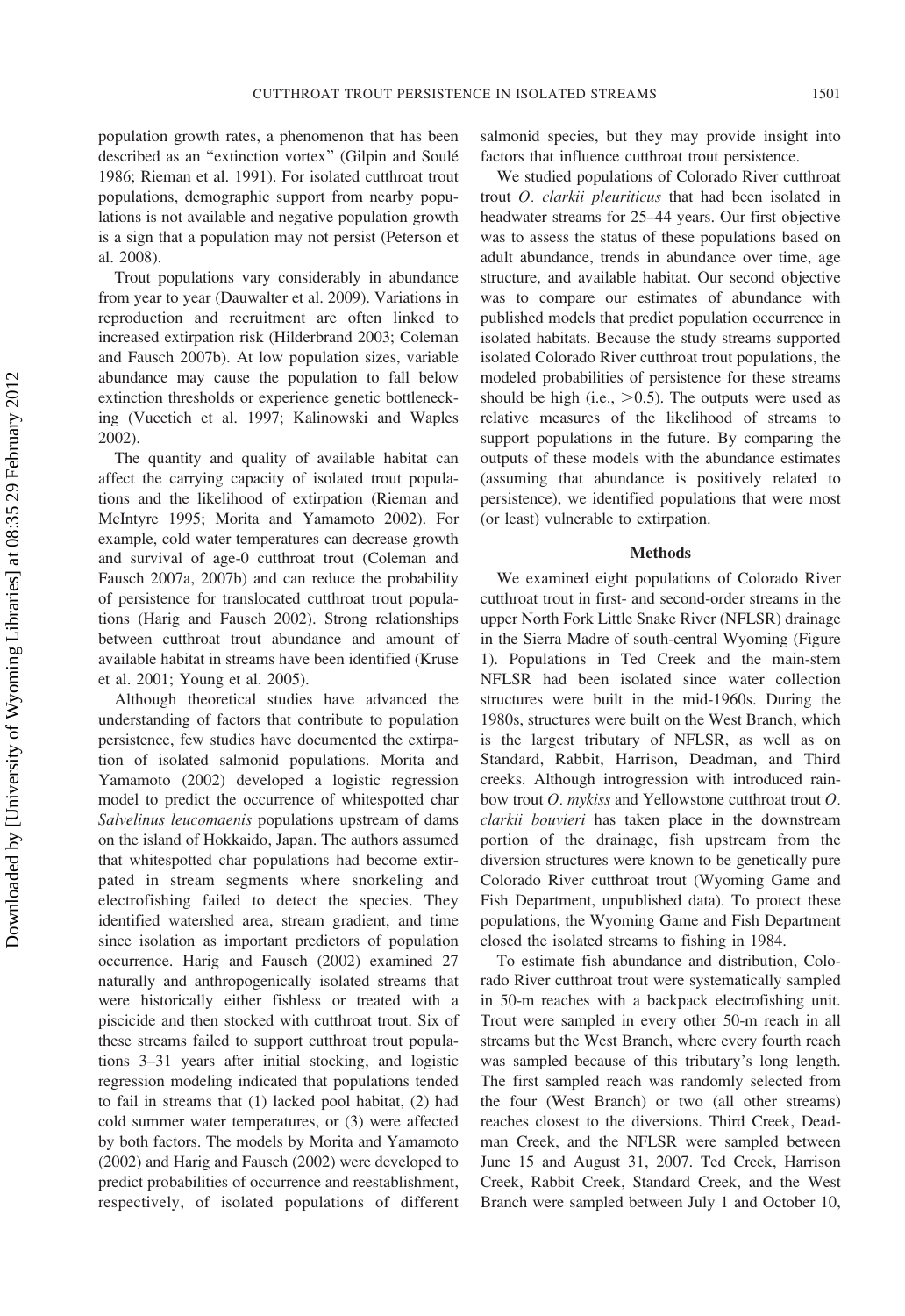population growth rates, a phenomenon that has been described as an "extinction vortex" (Gilpin and Soulé 1986; Rieman et al. 1991). For isolated cutthroat trout populations, demographic support from nearby populations is not available and negative population growth is a sign that a population may not persist (Peterson et al. 2008).

Trout populations vary considerably in abundance from year to year (Dauwalter et al. 2009). Variations in reproduction and recruitment are often linked to increased extirpation risk (Hilderbrand 2003; Coleman and Fausch 2007b). At low population sizes, variable abundance may cause the population to fall below extinction thresholds or experience genetic bottlenecking (Vucetich et al. 1997; Kalinowski and Waples 2002).

The quantity and quality of available habitat can affect the carrying capacity of isolated trout populations and the likelihood of extirpation (Rieman and McIntyre 1995; Morita and Yamamoto 2002). For example, cold water temperatures can decrease growth and survival of age-0 cutthroat trout (Coleman and Fausch 2007a, 2007b) and can reduce the probability of persistence for translocated cutthroat trout populations (Harig and Fausch 2002). Strong relationships between cutthroat trout abundance and amount of available habitat in streams have been identified (Kruse et al. 2001; Young et al. 2005).

Although theoretical studies have advanced the understanding of factors that contribute to population persistence, few studies have documented the extirpation of isolated salmonid populations. Morita and Yamamoto (2002) developed a logistic regression model to predict the occurrence of whitespotted char *Salvelinus leucomaenis* populations upstream of dams on the island of Hokkaido, Japan. The authors assumed that whitespotted char populations had become extirpated in stream segments where snorkeling and electrofishing failed to detect the species. They identified watershed area, stream gradient, and time since isolation as important predictors of population occurrence. Harig and Fausch (2002) examined 27 naturally and anthropogenically isolated streams that were historically either fishless or treated with a piscicide and then stocked with cutthroat trout. Six of these streams failed to support cutthroat trout populations 3–31 years after initial stocking, and logistic regression modeling indicated that populations tended to fail in streams that (1) lacked pool habitat, (2) had cold summer water temperatures, or (3) were affected by both factors. The models by Morita and Yamamoto (2002) and Harig and Fausch (2002) were developed to predict probabilities of occurrence and reestablishment, respectively, of isolated populations of different salmonid species, but they may provide insight into factors that influence cutthroat trout persistence.

We studied populations of Colorado River cutthroat trout *O. clarkii pleuriticus* that had been isolated in headwater streams for 25–44 years. Our first objective was to assess the status of these populations based on adult abundance, trends in abundance over time, age structure, and available habitat. Our second objective was to compare our estimates of abundance with published models that predict population occurrence in isolated habitats. Because the study streams supported isolated Colorado River cutthroat trout populations, the modeled probabilities of persistence for these streams should be high (i.e., $>0.5$). The outputs were used as relative measures of the likelihood of streams to support populations in the future. By comparing the outputs of these models with the abundance estimates (assuming that abundance is positively related to persistence), we identified populations that were most (or least) vulnerable to extirpation.

## Methods

We examined eight populations of Colorado River cutthroat trout in first- and second-order streams in the upper North Fork Little Snake River (NFLSR) drainage in the Sierra Madre of south-central Wyoming (Figure 1). Populations in Ted Creek and the main-stem NFLSR had been isolated since water collection structures were built in the mid-1960s. During the 1980s, structures were built on the West Branch, which is the largest tributary of NFLSR, as well as on Standard, Rabbit, Harrison, Deadman, and Third creeks. Although introgression with introduced rainbow trout *O. mykiss* and Yellowstone cutthroat trout *O. clarkii bouvieri* has taken place in the downstream portion of the drainage, fish upstream from the diversion structures were known to be genetically pure Colorado River cutthroat trout (Wyoming Game and Fish Department, unpublished data). To protect these populations, the Wyoming Game and Fish Department closed the isolated streams to fishing in 1984.

To estimate fish abundance and distribution, Colorado River cutthroat trout were systematically sampled in 50-m reaches with a backpack electrofishing unit. Trout were sampled in every other 50-m reach in all streams but the West Branch, where every fourth reach was sampled because of this tributary's long length. The first sampled reach was randomly selected from the four (West Branch) or two (all other streams) reaches closest to the diversions. Third Creek, Deadman Creek, and the NFLSR were sampled between June 15 and August 31, 2007. Ted Creek, Harrison Creek, Rabbit Creek, Standard Creek, and the West Branch were sampled between July 1 and October 10,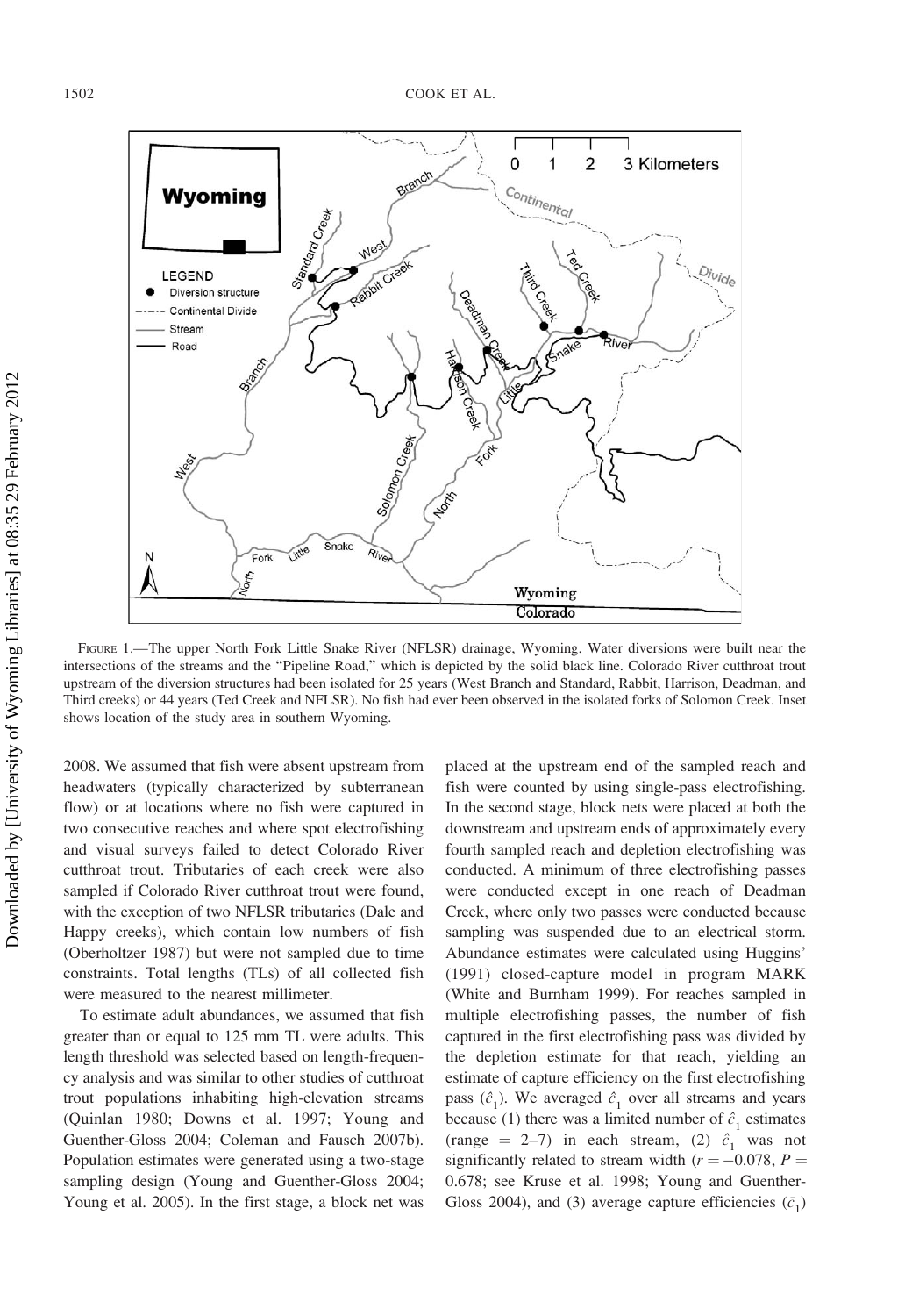FIGURE 1.—The upper North Fork Little Snake River (NFLSR) drainage, Wyoming. Water diversions were built near the intersections of the streams and the "Pipeline Road," which is depicted by the solid black line. Colorado River cutthroat trout upstream of the diversion structures had been isolated for 25 years (West Branch and Standard, Rabbit, Harrison, Deadman, and Third creeks) or 44 years (Ted Creek and NFLSR). No fish had ever been observed in the isolated forks of Solomon Creek. Inset shows location of the study area in southern Wyoming.

2008. We assumed that fish were absent upstream from headwaters (typically characterized by subterranean flow) or at locations where no fish were captured in two consecutive reaches and where spot electrofishing and visual surveys failed to detect Colorado River cutthroat trout. Tributaries of each creek were also sampled if Colorado River cutthroat trout were found, with the exception of two NFLSR tributaries (Dale and Happy creeks), which contain low numbers of fish (Oberholtzer 1987) but were not sampled due to time constraints. Total lengths (TLs) of all collected fish were measured to the nearest millimeter.

To estimate adult abundances, we assumed that fish greater than or equal to 125 mm TL were adults. This length threshold was selected based on length-frequency analysis and was similar to other studies of cutthroat trout populations inhabiting high-elevation streams (Quinlan 1980; Downs et al. 1997; Young and Guenther-Gloss 2004; Coleman and Fausch 2007b). Population estimates were generated using a two-stage sampling design (Young and Guenther-Gloss 2004; Young et al. 2005). In the first stage, a block net was placed at the upstream end of the sampled reach and fish were counted by using single-pass electrofishing. In the second stage, block nets were placed at both the downstream and upstream ends of approximately every fourth sampled reach and depletion electrofishing was conducted. A minimum of three electrofishing passes were conducted except in one reach of Deadman Creek, where only two passes were conducted because sampling was suspended due to an electrical storm. Abundance estimates were calculated using Huggins' (1991) closed-capture model in program MARK (White and Burnham 1999). For reaches sampled in multiple electrofishing passes, the number of fish captured in the first electrofishing pass was divided by the depletion estimate for that reach, yielding an estimate of capture efficiency on the first electrofishing pass ($\hat{c}_1$). We averaged $\hat{c}_1$ over all streams and years because (1) there was a limited number of $\hat{c}_1$ estimates (range = 2–7) in each stream, (2) $\hat{c}_1$ was not significantly related to stream width ($r = -0.078$, $P = 0.678$; see Kruse et al. 1998; Young and Guenther-Gloss 2004), and (3) average capture efficiencies ($\bar{c}_1$)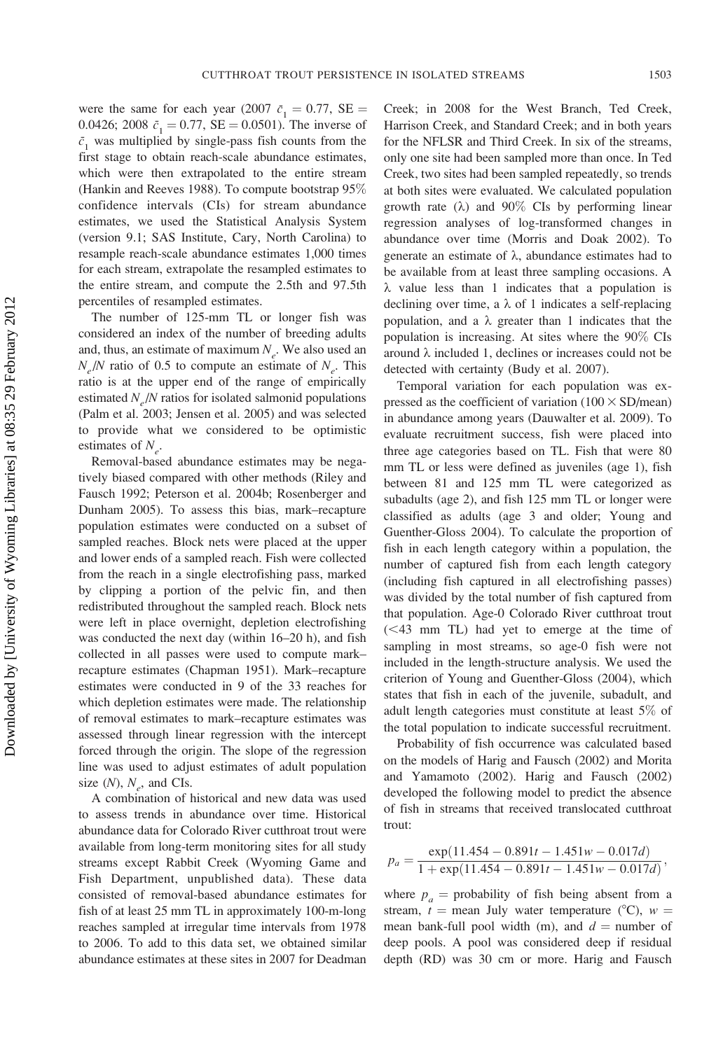were the same for each year (2007 $\bar{c}_1 = 0.77$, SE = 0.0426; 2008 $\bar{c}_1 = 0.77$, SE = 0.0501). The inverse of $\bar{c}_1$ was multiplied by single-pass fish counts from the first stage to obtain reach-scale abundance estimates, which were then extrapolated to the entire stream (Hankin and Reeves 1988). To compute bootstrap 95% confidence intervals (CIs) for stream abundance estimates, we used the Statistical Analysis System (version 9.1; SAS Institute, Cary, North Carolina) to resample reach-scale abundance estimates 1,000 times for each stream, extrapolate the resampled estimates to the entire stream, and compute the 2.5th and 97.5th percentiles of resampled estimates.

The number of 125-mm TL or longer fish was considered an index of the number of breeding adults and, thus, an estimate of maximum $N_e$. We also used an $N_e/N$ ratio of 0.5 to compute an estimate of $N_e$. This ratio is at the upper end of the range of empirically estimated $N_e/N$ ratios for isolated salmonid populations (Palm et al. 2003; Jensen et al. 2005) and was selected to provide what we considered to be optimistic estimates of $N_e$.

Removal-based abundance estimates may be negatively biased compared with other methods (Riley and Fausch 1992; Peterson et al. 2004b; Rosenberger and Dunham 2005). To assess this bias, mark–recapture population estimates were conducted on a subset of sampled reaches. Block nets were placed at the upper and lower ends of a sampled reach. Fish were collected from the reach in a single electrofishing pass, marked by clipping a portion of the pelvic fin, and then redistributed throughout the sampled reach. Block nets were left in place overnight, depletion electrofishing was conducted the next day (within 16–20 h), and fish collected in all passes were used to compute mark–recapture estimates (Chapman 1951). Mark–recapture estimates were conducted in 9 of the 33 reaches for which depletion estimates were made. The relationship of removal estimates to mark–recapture estimates was assessed through linear regression with the intercept forced through the origin. The slope of the regression line was used to adjust estimates of adult population size ($N$), $N_e$, and CIs.

A combination of historical and new data was used to assess trends in abundance over time. Historical abundance data for Colorado River cutthroat trout were available from long-term monitoring sites for all study streams except Rabbit Creek (Wyoming Game and Fish Department, unpublished data). These data consisted of removal-based abundance estimates for fish of at least 25 mm TL in approximately 100-m-long reaches sampled at irregular time intervals from 1978 to 2006. To add to this data set, we obtained similar abundance estimates at these sites in 2007 for Deadman Creek; in 2008 for the West Branch, Ted Creek, Harrison Creek, and Standard Creek; and in both years for the NFLSR and Third Creek. In six of the streams, only one site had been sampled more than once. In Ted Creek, two sites had been sampled repeatedly, so trends at both sites were evaluated. We calculated population growth rate ($\lambda$) and 90% CIs by performing linear regression analyses of log-transformed changes in abundance over time (Morris and Doak 2002). To generate an estimate of $\lambda$, abundance estimates had to be available from at least three sampling occasions. A $\lambda$ value less than 1 indicates that a population is declining over time, a $\lambda$ of 1 indicates a self-replacing population, and a $\lambda$ greater than 1 indicates that the population is increasing. At sites where the 90% CIs around $\lambda$ included 1, declines or increases could not be detected with certainty (Budy et al. 2007).

Temporal variation for each population was expressed as the coefficient of variation (100 × SD/mean) in abundance among years (Dauwalter et al. 2009). To evaluate recruitment success, fish were placed into three age categories based on TL. Fish that were 80 mm TL or less were defined as juveniles (age 1), fish between 81 and 125 mm TL were categorized as subadults (age 2), and fish 125 mm TL or longer were classified as adults (age 3 and older; Young and Guenther-Gloss 2004). To calculate the proportion of fish in each length category within a population, the number of captured fish from each length category (including fish captured in all electrofishing passes) was divided by the total number of fish captured from that population. Age-0 Colorado River cutthroat trout (<43 mm TL) had yet to emerge at the time of sampling in most streams, so age-0 fish were not included in the length-structure analysis. We used the criterion of Young and Guenther-Gloss (2004), which states that fish in each of the juvenile, subadult, and adult length categories must constitute at least 5% of the total population to indicate successful recruitment.

Probability of fish occurrence was calculated based on the models of Harig and Fausch (2002) and Morita and Yamamoto (2002). Harig and Fausch (2002) developed the following model to predict the absence of fish in streams that received translocated cutthroat trout:

$$p_a = \frac{\exp(11.454 - 0.891t - 1.451w - 0.017d)}{1 + \exp(11.454 - 0.891t - 1.451w - 0.017d)},$$

where $p_a$ = probability of fish being absent from a stream, $t$ = mean July water temperature (°C), $w$ = mean bank-full pool width (m), and $d$ = number of deep pools. A pool was considered deep if residual depth (RD) was 30 cm or more. Harig and Fausch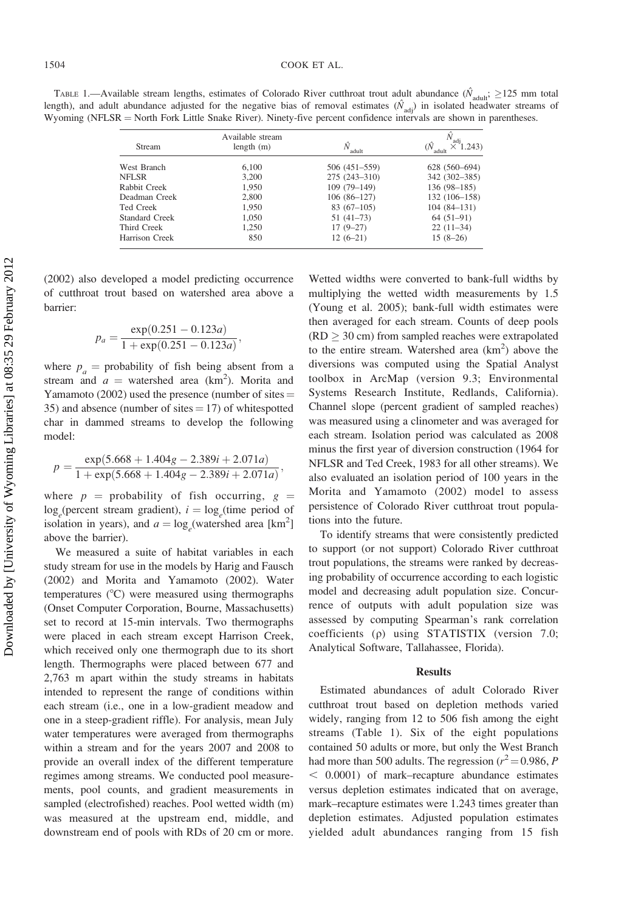TABLE 1.—Available stream lengths, estimates of Colorado River cutthroat trout adult abundance ($\hat{N}_{adult}$; ≥125 mm total length), and adult abundance adjusted for the negative bias of removal estimates ($\hat{N}_{adj}$) in isolated headwater streams of Wyoming (NFLSR = North Fork Little Snake River). Ninety-five percent confidence intervals are shown in parentheses.

| Stream | Available stream length (m) | $\hat{N}_{adult}$ | $\hat{N}_{adj}$ ($\hat{N}_{adult} \times 1.243$) |
|---|---|---|---|
| West Branch | 6,100 | 506 (451–559) | 628 (560–694) |
| NFLSR | 3,200 | 275 (243–310) | 342 (302–385) |
| Rabbit Creek | 1,950 | 109 (79–149) | 136 (98–185) |
| Deadman Creek | 2,800 | 106 (86–127) | 132 (106–158) |
| Ted Creek | 1,950 | 83 (67–105) | 104 (84–131) |
| Standard Creek | 1,050 | 51 (41–73) | 64 (51–91) |
| Third Creek | 1,250 | 17 (9–27) | 22 (11–34) |
| Harrison Creek | 850 | 12 (6–21) | 15 (8–26) |

(2002) also developed a model predicting occurrence of cutthroat trout based on watershed area above a barrier:

$$p_a = \frac{\exp(0.251 - 0.123a)}{1 + \exp(0.251 - 0.123a)},$$

where $p_a$ = probability of fish being absent from a stream and $a$ = watershed area (km$^2$). Morita and Yamamoto (2002) used the presence (number of sites = 35) and absence (number of sites = 17) of whitespotted char in dammed streams to develop the following model:

$$p = \frac{\exp(5.668 + 1.404g - 2.389i + 2.071a)}{1 + \exp(5.668 + 1.404g - 2.389i + 2.071a)},$$

where $p$ = probability of fish occurring, $g$ = $\log_e$(percent stream gradient), $i$ = $\log_e$(time period of isolation in years), and $a$ = $\log_e$(watershed area [km$^2$] above the barrier).

We measured a suite of habitat variables in each study stream for use in the models by Harig and Fausch (2002) and Morita and Yamamoto (2002). Water temperatures (°C) were measured using thermographs (Onset Computer Corporation, Bourne, Massachusetts) set to record at 15-min intervals. Two thermographs were placed in each stream except Harrison Creek, which received only one thermograph due to its short length. Thermographs were placed between 677 and 2,763 m apart within the study streams in habitats intended to represent the range of conditions within each stream (i.e., one in a low-gradient meadow and one in a steep-gradient riffle). For analysis, mean July water temperatures were averaged from thermographs within a stream and for the years 2007 and 2008 to provide an overall index of the different temperature regimes among streams. We conducted pool measurements, pool counts, and gradient measurements in sampled (electrofished) reaches. Pool wetted width (m) was measured at the upstream end, middle, and downstream end of pools with RDs of 20 cm or more. Wetted widths were converted to bank-full widths by multiplying the wetted width measurements by 1.5 (Young et al. 2005); bank-full width estimates were then averaged for each stream. Counts of deep pools (RD ≥ 30 cm) from sampled reaches were extrapolated to the entire stream. Watershed area (km$^2$) above the diversions was computed using the Spatial Analyst toolbox in ArcMap (version 9.3; Environmental Systems Research Institute, Redlands, California). Channel slope (percent gradient of sampled reaches) was measured using a clinometer and was averaged for each stream. Isolation period was calculated as 2008 minus the first year of diversion construction (1964 for NFLSR and Ted Creek, 1983 for all other streams). We also evaluated an isolation period of 100 years in the Morita and Yamamoto (2002) model to assess persistence of Colorado River cutthroat trout populations into the future.

To identify streams that were consistently predicted to support (or not support) Colorado River cutthroat trout populations, the streams were ranked by decreasing probability of occurrence according to each logistic model and decreasing adult population size. Concurrence of outputs with adult population size was assessed by computing Spearman's rank correlation coefficients (ρ) using STATISTIX (version 7.0; Analytical Software, Tallahassee, Florida).

## Results

Estimated abundances of adult Colorado River cutthroat trout based on depletion methods varied widely, ranging from 12 to 506 fish among the eight streams (Table 1). Six of the eight populations contained 50 adults or more, but only the West Branch had more than 500 adults. The regression ($r^2 = 0.986$, $P < 0.0001$) of mark–recapture abundance estimates versus depletion estimates indicated that on average, mark–recapture estimates were 1.243 times greater than depletion estimates. Adjusted population estimates yielded adult abundances ranging from 15 fish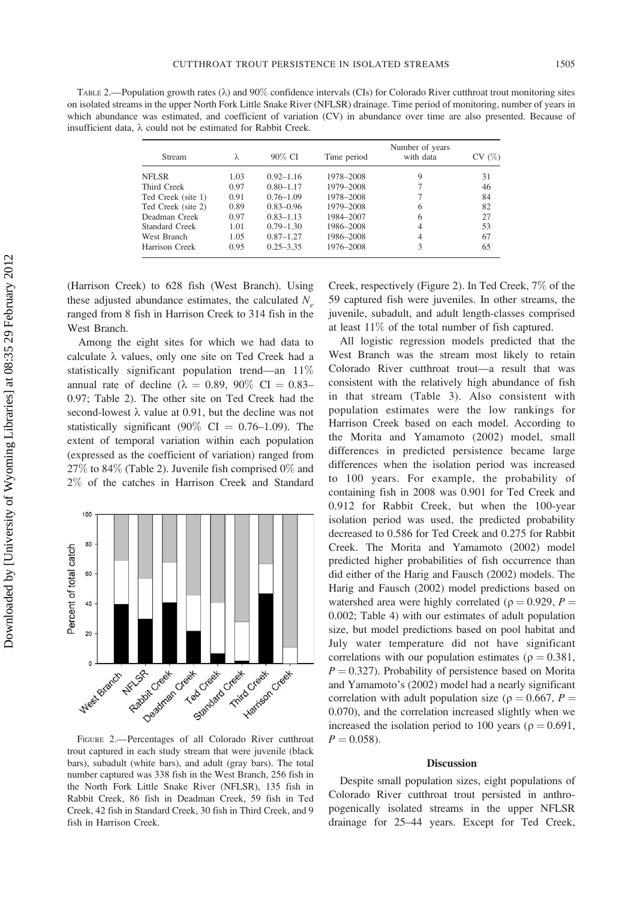TABLE 2.—Population growth rates (λ) and 90% confidence intervals (CIs) for Colorado River cutthroat trout monitoring sites on isolated streams in the upper North Fork Little Snake River (NFLSR) drainage. Time period of monitoring, number of years in which abundance was estimated, and coefficient of variation (CV) in abundance over time are also presented. Because of insufficient data, λ could not be estimated for Rabbit Creek.

| Stream | λ | 90% CI | Time period | Number of years with data | CV (%) |
|---|---|---|---|---|---|
| NFLSR | 1.03 | 0.92–1.16 | 1978–2008 | 9 | 31 |
| Third Creek | 0.97 | 0.80–1.17 | 1979–2008 | 7 | 46 |
| Ted Creek (site 1) | 0.91 | 0.76–1.09 | 1978–2008 | 7 | 84 |
| Ted Creek (site 2) | 0.89 | 0.83–0.96 | 1979–2008 | 6 | 82 |
| Deadman Creek | 0.97 | 0.83–1.13 | 1984–2007 | 6 | 27 |
| Standard Creek | 1.01 | 0.79–1.30 | 1986–2008 | 4 | 53 |
| West Branch | 1.05 | 0.87–1.27 | 1986–2008 | 4 | 67 |
| Harrison Creek | 0.95 | 0.25–3.35 | 1976–2008 | 3 | 65 |

(Harrison Creek) to 628 fish (West Branch). Using these adjusted abundance estimates, the calculated $N_e$ ranged from 8 fish in Harrison Creek to 314 fish in the West Branch.

Among the eight sites for which we had data to calculate λ values, only one site on Ted Creek had a statistically significant population trend—an 11% annual rate of decline (λ = 0.89, 90% CI = 0.83–0.97; Table 2). The other site on Ted Creek had the second-lowest λ value at 0.91, but the decline was not statistically significant (90% CI = 0.76–1.09). The extent of temporal variation within each population (expressed as the coefficient of variation) ranged from 27% to 84% (Table 2). Juvenile fish comprised 0% and 2% of the catches in Harrison Creek and Standard Creek, respectively (Figure 2). In Ted Creek, 7% of the 59 captured fish were juveniles. In other streams, the juvenile, subadult, and adult length-classes comprised at least 11% of the total number of fish captured.

FIGURE 2.—Percentages of all Colorado River cutthroat trout captured in each study stream that were juvenile (black bars), subadult (white bars), and adult (gray bars). The total number captured was 338 fish in the West Branch, 256 fish in the North Fork Little Snake River (NFLSR), 135 fish in Rabbit Creek, 86 fish in Deadman Creek, 59 fish in Ted Creek, 42 fish in Standard Creek, 30 fish in Third Creek, and 9 fish in Harrison Creek.

All logistic regression models predicted that the West Branch was the stream most likely to retain Colorado River cutthroat trout—a result that was consistent with the relatively high abundance of fish in that stream (Table 3). Also consistent with population estimates were the low rankings for Harrison Creek based on each model. According to the Morita and Yamamoto (2002) model, small differences in predicted persistence became large differences when the isolation period was increased to 100 years. For example, the probability of containing fish in 2008 was 0.901 for Ted Creek and 0.912 for Rabbit Creek, but when the 100-year isolation period was used, the predicted probability decreased to 0.586 for Ted Creek and 0.275 for Rabbit Creek. The Morita and Yamamoto (2002) model predicted higher probabilities of fish occurrence than did either of the Harig and Fausch (2002) models. The Harig and Fausch (2002) model predictions based on watershed area were highly correlated ($\rho = 0.929$, $P = 0.002$; Table 4) with our estimates of adult population size, but model predictions based on pool habitat and July water temperature did not have significant correlations with our population estimates ($\rho = 0.381$, $P = 0.327$). Probability of persistence based on Morita and Yamamoto's (2002) model had a nearly significant correlation with adult population size ($\rho = 0.667$, $P = 0.070$), and the correlation increased slightly when we increased the isolation period to 100 years ($\rho = 0.691$, $P = 0.058$).

## Discussion

Despite small population sizes, eight populations of Colorado River cutthroat trout persisted in anthropogenically isolated streams in the upper NFLSR drainage for 25–44 years. Except for Ted Creek,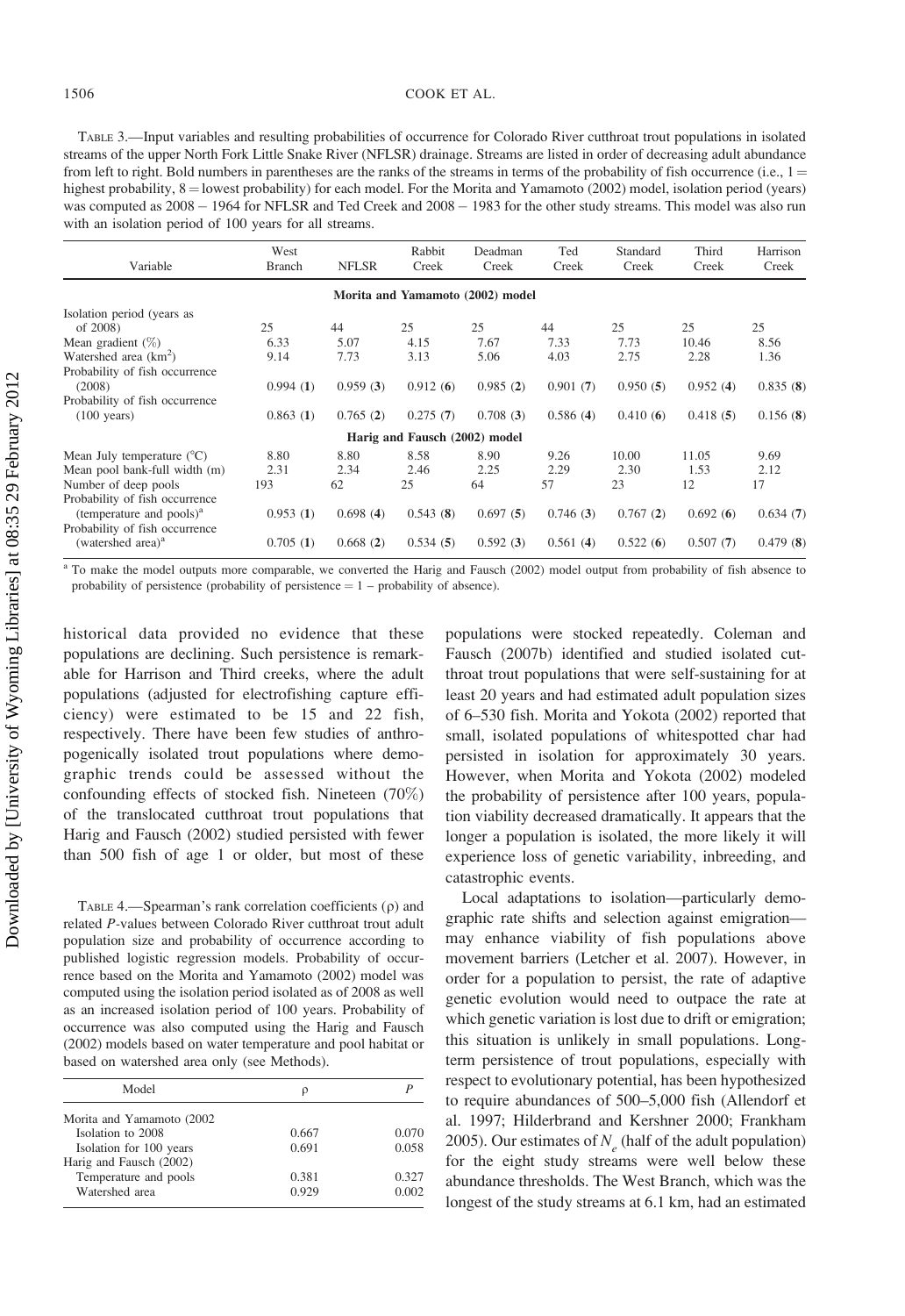TABLE 3.—Input variables and resulting probabilities of occurrence for Colorado River cutthroat trout populations in isolated streams of the upper North Fork Little Snake River (NFLSR) drainage. Streams are listed in order of decreasing adult abundance from left to right. Bold numbers in parentheses are the ranks of the streams in terms of the probability of fish occurrence (i.e., 1 = highest probability, 8 = lowest probability) for each model. For the Morita and Yamamoto (2002) model, isolation period (years) was computed as 2008 − 1964 for NFLSR and Ted Creek and 2008 − 1983 for the other study streams. This model was also run with an isolation period of 100 years for all streams.

| Variable | West Branch | NFLSR | Rabbit Creek | Deadman Creek | Ted Creek | Standard Creek | Third Creek | Harrison Creek |
|---|---|---|---|---|---|---|---|---|
| **Morita and Yamamoto (2002) model** | | | | | | | | |
| Isolation period (years as of 2008) | 25 | 44 | 25 | 25 | 44 | 25 | 25 | 25 |
| Mean gradient (%) | 6.33 | 5.07 | 4.15 | 7.67 | 7.33 | 7.73 | 10.46 | 8.56 |
| Watershed area (km$^2$) | 9.14 | 7.73 | 3.13 | 5.06 | 4.03 | 2.75 | 2.28 | 1.36 |
| Probability of fish occurrence (2008) | 0.994 (**1**) | 0.959 (**3**) | 0.912 (**6**) | 0.985 (**2**) | 0.901 (**7**) | 0.950 (**5**) | 0.952 (**4**) | 0.835 (**8**) |
| Probability of fish occurrence (100 years) | 0.863 (**1**) | 0.765 (**2**) | 0.275 (**7**) | 0.708 (**3**) | 0.586 (**4**) | 0.410 (**6**) | 0.418 (**5**) | 0.156 (**8**) |
| **Harig and Fausch (2002) model** | | | | | | | | |
| Mean July temperature (°C) | 8.80 | 8.80 | 8.58 | 8.90 | 9.26 | 10.00 | 11.05 | 9.69 |
| Mean pool bank-full width (m) | 2.31 | 2.34 | 2.46 | 2.25 | 2.29 | 2.30 | 1.53 | 2.12 |
| Number of deep pools | 193 | 62 | 25 | 64 | 57 | 23 | 12 | 17 |
| Probability of fish occurrence (temperature and pools)[a] | 0.953 (**1**) | 0.698 (**4**) | 0.543 (**8**) | 0.697 (**5**) | 0.746 (**3**) | 0.767 (**2**) | 0.692 (**6**) | 0.634 (**7**) |
| Probability of fish occurrence (watershed area)[a] | 0.705 (**1**) | 0.668 (**2**) | 0.534 (**5**) | 0.592 (**3**) | 0.561 (**4**) | 0.522 (**6**) | 0.507 (**7**) | 0.479 (**8**) |

[a] To make the model outputs more comparable, we converted the Harig and Fausch (2002) model output from probability of fish absence to probability of persistence (probability of persistence = 1 − probability of absence).

historical data provided no evidence that these populations are declining. Such persistence is remarkable for Harrison and Third creeks, where the adult populations (adjusted for electrofishing capture efficiency) were estimated to be 15 and 22 fish, respectively. There have been few studies of anthropogenically isolated trout populations where demographic trends could be assessed without the confounding effects of stocked fish. Nineteen (70%) of the translocated cutthroat trout populations that Harig and Fausch (2002) studied persisted with fewer than 500 fish of age 1 or older, but most of these populations were stocked repeatedly. Coleman and Fausch (2007b) identified and studied isolated cutthroat trout populations that were self-sustaining for at least 20 years and had estimated adult population sizes of 6–530 fish. Morita and Yokota (2002) reported that small, isolated populations of whitespotted char had persisted in isolation for approximately 30 years. However, when Morita and Yokota (2002) modeled the probability of persistence after 100 years, population viability decreased dramatically. It appears that the longer a population is isolated, the more likely it will experience loss of genetic variability, inbreeding, and catastrophic events.

TABLE 4.—Spearman's rank correlation coefficients (ρ) and related *P*-values between Colorado River cutthroat trout adult population size and probability of occurrence according to published logistic regression models. Probability of occurrence based on the Morita and Yamamoto (2002) model was computed using the isolation period isolated as of 2008 as well as an increased isolation period of 100 years. Probability of occurrence was also computed using the Harig and Fausch (2002) models based on water temperature and pool habitat or based on watershed area only (see Methods).

| Model | ρ | *P* |
|---|---|---|
| Morita and Yamamoto (2002 | | |
| Isolation to 2008 | 0.667 | 0.070 |
| Isolation for 100 years | 0.691 | 0.058 |
| Harig and Fausch (2002) | | |
| Temperature and pools | 0.381 | 0.327 |
| Watershed area | 0.929 | 0.002 |

Local adaptations to isolation—particularly demographic rate shifts and selection against emigration—may enhance viability of fish populations above movement barriers (Letcher et al. 2007). However, in order for a population to persist, the rate of adaptive genetic evolution would need to outpace the rate at which genetic variation is lost due to drift or emigration; this situation is unlikely in small populations. Long-term persistence of trout populations, especially with respect to evolutionary potential, has been hypothesized to require abundances of 500–5,000 fish (Allendorf et al. 1997; Hilderbrand and Kershner 2000; Frankham 2005). Our estimates of $N_e$ (half of the adult population) for the eight study streams were well below these abundance thresholds. The West Branch, which was the longest of the study streams at 6.1 km, had an estimated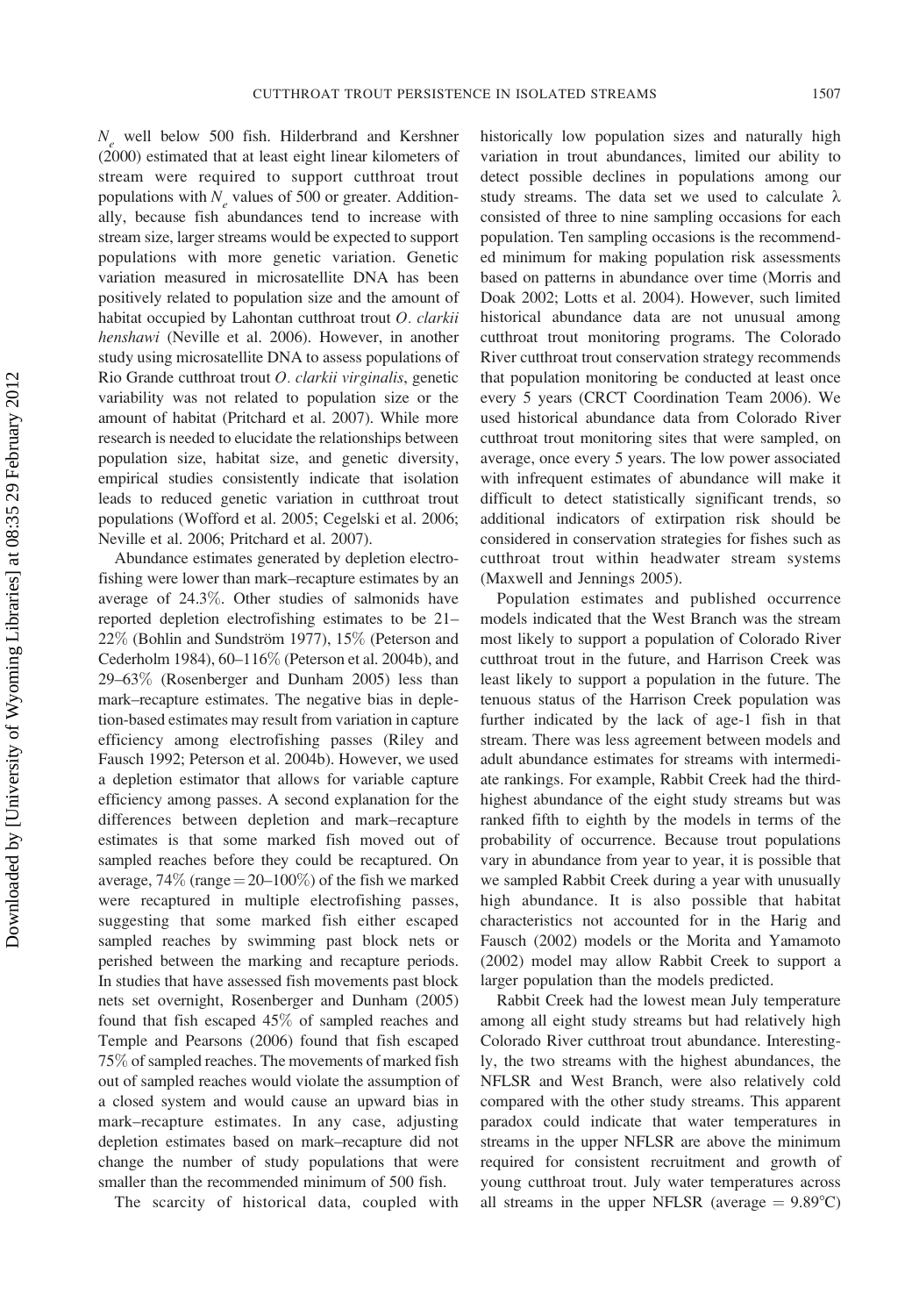$N_e$ well below 500 fish. Hilderbrand and Kershner (2000) estimated that at least eight linear kilometers of stream were required to support cutthroat trout populations with $N_e$ values of 500 or greater. Additionally, because fish abundances tend to increase with stream size, larger streams would be expected to support populations with more genetic variation. Genetic variation measured in microsatellite DNA has been positively related to population size and the amount of habitat occupied by Lahontan cutthroat trout *O. clarkii henshawi* (Neville et al. 2006). However, in another study using microsatellite DNA to assess populations of Rio Grande cutthroat trout *O. clarkii virginalis*, genetic variability was not related to population size or the amount of habitat (Pritchard et al. 2007). While more research is needed to elucidate the relationships between population size, habitat size, and genetic diversity, empirical studies consistently indicate that isolation leads to reduced genetic variation in cutthroat trout populations (Wofford et al. 2005; Cegelski et al. 2006; Neville et al. 2006; Pritchard et al. 2007).

Abundance estimates generated by depletion electrofishing were lower than mark–recapture estimates by an average of 24.3%. Other studies of salmonids have reported depletion electrofishing estimates to be 21–22% (Bohlin and Sundström 1977), 15% (Peterson and Cederholm 1984), 60–116% (Peterson et al. 2004b), and 29–63% (Rosenberger and Dunham 2005) less than mark–recapture estimates. The negative bias in depletion-based estimates may result from variation in capture efficiency among electrofishing passes (Riley and Fausch 1992; Peterson et al. 2004b). However, we used a depletion estimator that allows for variable capture efficiency among passes. A second explanation for the differences between depletion and mark–recapture estimates is that some marked fish moved out of sampled reaches before they could be recaptured. On average, 74% (range = 20–100%) of the fish we marked were recaptured in multiple electrofishing passes, suggesting that some marked fish either escaped sampled reaches by swimming past block nets or perished between the marking and recapture periods. In studies that have assessed fish movements past block nets set overnight, Rosenberger and Dunham (2005) found that fish escaped 45% of sampled reaches and Temple and Pearsons (2006) found that fish escaped 75% of sampled reaches. The movements of marked fish out of sampled reaches would violate the assumption of a closed system and would cause an upward bias in mark–recapture estimates. In any case, adjusting depletion estimates based on mark–recapture did not change the number of study populations that were smaller than the recommended minimum of 500 fish.

The scarcity of historical data, coupled with historically low population sizes and naturally high variation in trout abundances, limited our ability to detect possible declines in populations among our study streams. The data set we used to calculate $\lambda$ consisted of three to nine sampling occasions for each population. Ten sampling occasions is the recommended minimum for making population risk assessments based on patterns in abundance over time (Morris and Doak 2002; Lotts et al. 2004). However, such limited historical abundance data are not unusual among cutthroat trout monitoring programs. The Colorado River cutthroat trout conservation strategy recommends that population monitoring be conducted at least once every 5 years (CRCT Coordination Team 2006). We used historical abundance data from Colorado River cutthroat trout monitoring sites that were sampled, on average, once every 5 years. The low power associated with infrequent estimates of abundance will make it difficult to detect statistically significant trends, so additional indicators of extirpation risk should be considered in conservation strategies for fishes such as cutthroat trout within headwater stream systems (Maxwell and Jennings 2005).

Population estimates and published occurrence models indicated that the West Branch was the stream most likely to support a population of Colorado River cutthroat trout in the future, and Harrison Creek was least likely to support a population in the future. The tenuous status of the Harrison Creek population was further indicated by the lack of age-1 fish in that stream. There was less agreement between models and adult abundance estimates for streams with intermediate rankings. For example, Rabbit Creek had the third-highest abundance of the eight study streams but was ranked fifth to eighth by the models in terms of the probability of occurrence. Because trout populations vary in abundance from year to year, it is possible that we sampled Rabbit Creek during a year with unusually high abundance. It is also possible that habitat characteristics not accounted for in the Harig and Fausch (2002) models or the Morita and Yamamoto (2002) model may allow Rabbit Creek to support a larger population than the models predicted.

Rabbit Creek had the lowest mean July temperature among all eight study streams but had relatively high Colorado River cutthroat trout abundance. Interestingly, the two streams with the highest abundances, the NFLSR and West Branch, were also relatively cold compared with the other study streams. This apparent paradox could indicate that water temperatures in streams in the upper NFLSR are above the minimum required for consistent recruitment and growth of young cutthroat trout. July water temperatures across all streams in the upper NFLSR (average = 9.89°C)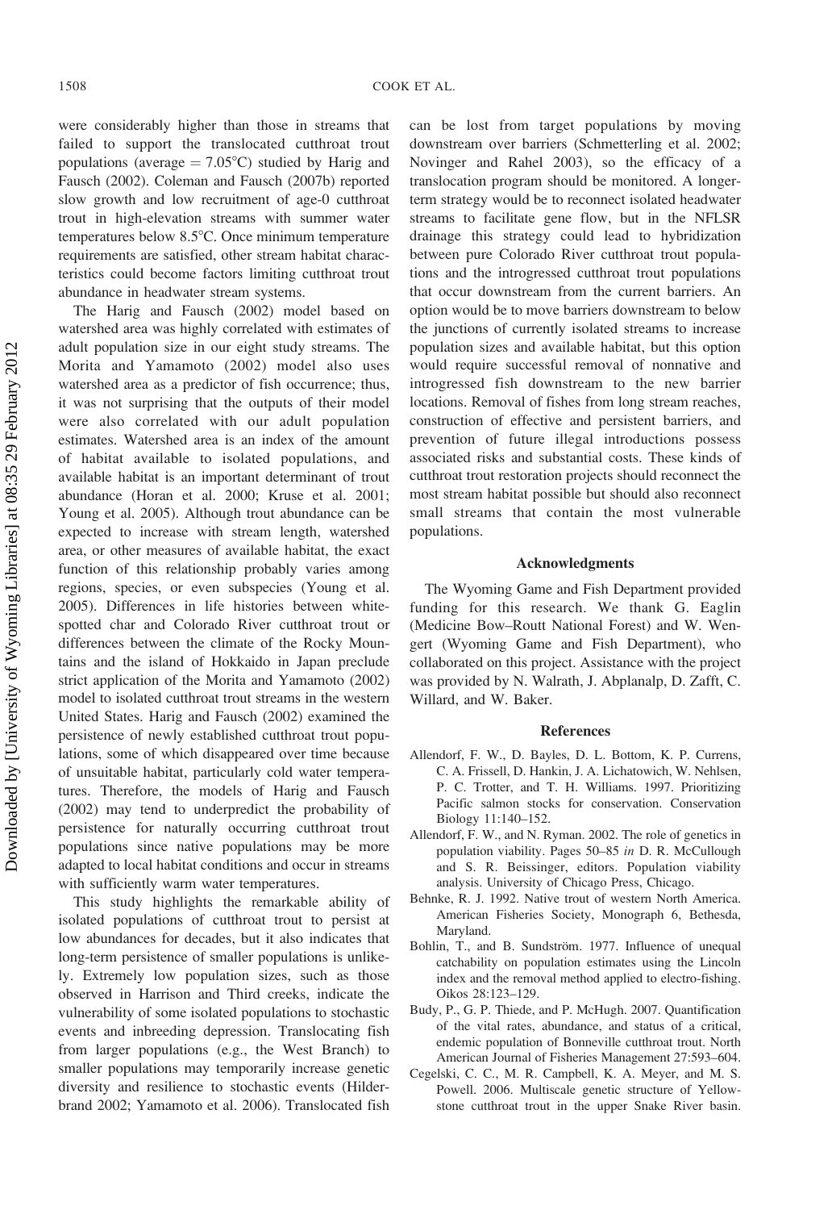were considerably higher than those in streams that failed to support the translocated cutthroat trout populations (average = 7.05°C) studied by Harig and Fausch (2002). Coleman and Fausch (2007b) reported slow growth and low recruitment of age-0 cutthroat trout in high-elevation streams with summer water temperatures below 8.5°C. Once minimum temperature requirements are satisfied, other stream habitat characteristics could become factors limiting cutthroat trout abundance in headwater stream systems.

The Harig and Fausch (2002) model based on watershed area was highly correlated with estimates of adult population size in our eight study streams. The Morita and Yamamoto (2002) model also uses watershed area as a predictor of fish occurrence; thus, it was not surprising that the outputs of their model were also correlated with our adult population estimates. Watershed area is an index of the amount of habitat available to isolated populations, and available habitat is an important determinant of trout abundance (Horan et al. 2000; Kruse et al. 2001; Young et al. 2005). Although trout abundance can be expected to increase with stream length, watershed area, or other measures of available habitat, the exact function of this relationship probably varies among regions, species, or even subspecies (Young et al. 2005). Differences in life histories between white-spotted char and Colorado River cutthroat trout or differences between the climate of the Rocky Mountains and the island of Hokkaido in Japan preclude strict application of the Morita and Yamamoto (2002) model to isolated cutthroat trout streams in the western United States. Harig and Fausch (2002) examined the persistence of newly established cutthroat trout populations, some of which disappeared over time because of unsuitable habitat, particularly cold water temperatures. Therefore, the models of Harig and Fausch (2002) may tend to underpredict the probability of persistence for naturally occurring cutthroat trout populations since native populations may be more adapted to local habitat conditions and occur in streams with sufficiently warm water temperatures.

This study highlights the remarkable ability of isolated populations of cutthroat trout to persist at low abundances for decades, but it also indicates that long-term persistence of smaller populations is unlikely. Extremely low population sizes, such as those observed in Harrison and Third creeks, indicate the vulnerability of some isolated populations to stochastic events and inbreeding depression. Translocating fish from larger populations (e.g., the West Branch) to smaller populations may temporarily increase genetic diversity and resilience to stochastic events (Hilderbrand 2002; Yamamoto et al. 2006). Translocated fish can be lost from target populations by moving downstream over barriers (Schmetterling et al. 2002; Novinger and Rahel 2003), so the efficacy of a translocation program should be monitored. A longer-term strategy would be to reconnect isolated headwater streams to facilitate gene flow, but in the NFLSR drainage this strategy could lead to hybridization between pure Colorado River cutthroat trout populations and the introgressed cutthroat trout populations that occur downstream from the current barriers. An option would be to move barriers downstream to below the junctions of currently isolated streams to increase population sizes and available habitat, but this option would require successful removal of nonnative and introgressed fish downstream to the new barrier locations. Removal of fishes from long stream reaches, construction of effective and persistent barriers, and prevention of future illegal introductions possess associated risks and substantial costs. These kinds of cutthroat trout restoration projects should reconnect the most stream habitat possible but should also reconnect small streams that contain the most vulnerable populations.

## Acknowledgments

The Wyoming Game and Fish Department provided funding for this research. We thank G. Eaglin (Medicine Bow–Routt National Forest) and W. Wengert (Wyoming Game and Fish Department), who collaborated on this project. Assistance with the project was provided by N. Walrath, J. Abplanalp, D. Zafft, C. Willard, and W. Baker.

## References

Allendorf, F. W., D. Bayles, D. L. Bottom, K. P. Currens, C. A. Frissell, D. Hankin, J. A. Lichatowich, W. Nehlsen, P. C. Trotter, and T. H. Williams. 1997. Prioritizing Pacific salmon stocks for conservation. Conservation Biology 11:140–152.

Allendorf, F. W., and N. Ryman. 2002. The role of genetics in population viability. Pages 50–85 *in* D. R. McCullough and S. R. Beissinger, editors. Population viability analysis. University of Chicago Press, Chicago.

Behnke, R. J. 1992. Native trout of western North America. American Fisheries Society, Monograph 6, Bethesda, Maryland.

Bohlin, T., and B. Sundström. 1977. Influence of unequal catchability on population estimates using the Lincoln index and the removal method applied to electro-fishing. Oikos 28:123–129.

Budy, P., G. P. Thiede, and P. McHugh. 2007. Quantification of the vital rates, abundance, and status of a critical, endemic population of Bonneville cutthroat trout. North American Journal of Fisheries Management 27:593–604.

Cegelski, C. C., M. R. Campbell, K. A. Meyer, and M. S. Powell. 2006. Multiscale genetic structure of Yellowstone cutthroat trout in the upper Snake River basin.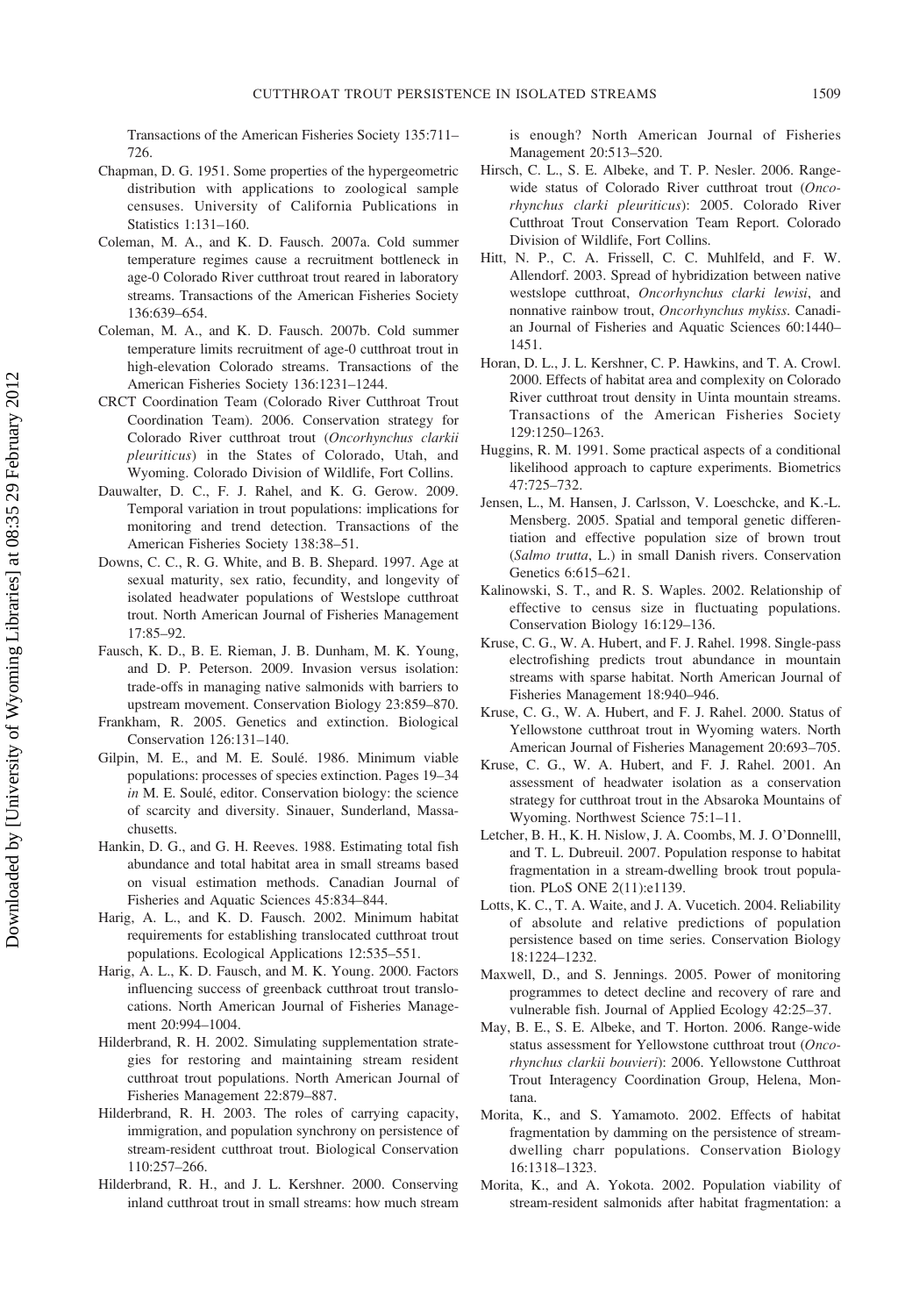Transactions of the American Fisheries Society 135:711–726.

Chapman, D. G. 1951. Some properties of the hypergeometric distribution with applications to zoological sample censuses. University of California Publications in Statistics 1:131–160.

Coleman, M. A., and K. D. Fausch. 2007a. Cold summer temperature regimes cause a recruitment bottleneck in age-0 Colorado River cutthroat trout reared in laboratory streams. Transactions of the American Fisheries Society 136:639–654.

Coleman, M. A., and K. D. Fausch. 2007b. Cold summer temperature limits recruitment of age-0 cutthroat trout in high-elevation Colorado streams. Transactions of the American Fisheries Society 136:1231–1244.

CRCT Coordination Team (Colorado River Cutthroat Trout Coordination Team). 2006. Conservation strategy for Colorado River cutthroat trout (*Oncorhynchus clarkii pleuriticus*) in the States of Colorado, Utah, and Wyoming. Colorado Division of Wildlife, Fort Collins.

Dauwalter, D. C., F. J. Rahel, and K. G. Gerow. 2009. Temporal variation in trout populations: implications for monitoring and trend detection. Transactions of the American Fisheries Society 138:38–51.

Downs, C. C., R. G. White, and B. B. Shepard. 1997. Age at sexual maturity, sex ratio, fecundity, and longevity of isolated headwater populations of Westslope cutthroat trout. North American Journal of Fisheries Management 17:85–92.

Fausch, K. D., B. E. Rieman, J. B. Dunham, M. K. Young, and D. P. Peterson. 2009. Invasion versus isolation: trade-offs in managing native salmonids with barriers to upstream movement. Conservation Biology 23:859–870.

Frankham, R. 2005. Genetics and extinction. Biological Conservation 126:131–140.

Gilpin, M. E., and M. E. Soulé. 1986. Minimum viable populations: processes of species extinction. Pages 19–34 *in* M. E. Soulé, editor. Conservation biology: the science of scarcity and diversity. Sinauer, Sunderland, Massachusetts.

Hankin, D. G., and G. H. Reeves. 1988. Estimating total fish abundance and total habitat area in small streams based on visual estimation methods. Canadian Journal of Fisheries and Aquatic Sciences 45:834–844.

Harig, A. L., and K. D. Fausch. 2002. Minimum habitat requirements for establishing translocated cutthroat trout populations. Ecological Applications 12:535–551.

Harig, A. L., K. D. Fausch, and M. K. Young. 2000. Factors influencing success of greenback cutthroat trout translocations. North American Journal of Fisheries Management 20:994–1004.

Hilderbrand, R. H. 2002. Simulating supplementation strategies for restoring and maintaining stream resident cutthroat trout populations. North American Journal of Fisheries Management 22:879–887.

Hilderbrand, R. H. 2003. The roles of carrying capacity, immigration, and population synchrony on persistence of stream-resident cutthroat trout. Biological Conservation 110:257–266.

Hilderbrand, R. H., and J. L. Kershner. 2000. Conserving inland cutthroat trout in small streams: how much stream is enough? North American Journal of Fisheries Management 20:513–520.

Hirsch, C. L., S. E. Albeke, and T. P. Nesler. 2006. Range-wide status of Colorado River cutthroat trout (*Oncorhynchus clarki pleuriticus*): 2005. Colorado River Cutthroat Trout Conservation Team Report. Colorado Division of Wildlife, Fort Collins.

Hitt, N. P., C. A. Frissell, C. C. Muhlfeld, and F. W. Allendorf. 2003. Spread of hybridization between native westslope cutthroat, *Oncorhynchus clarki lewisi*, and nonnative rainbow trout, *Oncorhynchus mykiss*. Canadian Journal of Fisheries and Aquatic Sciences 60:1440–1451.

Horan, D. L., J. L. Kershner, C. P. Hawkins, and T. A. Crowl. 2000. Effects of habitat area and complexity on Colorado River cutthroat trout density in Uinta mountain streams. Transactions of the American Fisheries Society 129:1250–1263.

Huggins, R. M. 1991. Some practical aspects of a conditional likelihood approach to capture experiments. Biometrics 47:725–732.

Jensen, L., M. Hansen, J. Carlsson, V. Loeschcke, and K.-L. Mensberg. 2005. Spatial and temporal genetic differentiation and effective population size of brown trout (*Salmo trutta*, L.) in small Danish rivers. Conservation Genetics 6:615–621.

Kalinowski, S. T., and R. S. Waples. 2002. Relationship of effective to census size in fluctuating populations. Conservation Biology 16:129–136.

Kruse, C. G., W. A. Hubert, and F. J. Rahel. 1998. Single-pass electrofishing predicts trout abundance in mountain streams with sparse habitat. North American Journal of Fisheries Management 18:940–946.

Kruse, C. G., W. A. Hubert, and F. J. Rahel. 2000. Status of Yellowstone cutthroat trout in Wyoming waters. North American Journal of Fisheries Management 20:693–705.

Kruse, C. G., W. A. Hubert, and F. J. Rahel. 2001. An assessment of headwater isolation as a conservation strategy for cutthroat trout in the Absaroka Mountains of Wyoming. Northwest Science 75:1–11.

Letcher, B. H., K. H. Nislow, J. A. Coombs, M. J. O'Donnelll, and T. L. Dubreuil. 2007. Population response to habitat fragmentation in a stream-dwelling brook trout population. PLoS ONE 2(11):e1139.

Lotts, K. C., T. A. Waite, and J. A. Vucetich. 2004. Reliability of absolute and relative predictions of population persistence based on time series. Conservation Biology 18:1224–1232.

Maxwell, D., and S. Jennings. 2005. Power of monitoring programmes to detect decline and recovery of rare and vulnerable fish. Journal of Applied Ecology 42:25–37.

May, B. E., S. E. Albeke, and T. Horton. 2006. Range-wide status assessment for Yellowstone cutthroat trout (*Oncorhynchus clarkii bouvieri*): 2006. Yellowstone Cutthroat Trout Interagency Coordination Group, Helena, Montana.

Morita, K., and S. Yamamoto. 2002. Effects of habitat fragmentation by damming on the persistence of stream-dwelling charr populations. Conservation Biology 16:1318–1323.

Morita, K., and A. Yokota. 2002. Population viability of stream-resident salmonids after habitat fragmentation: a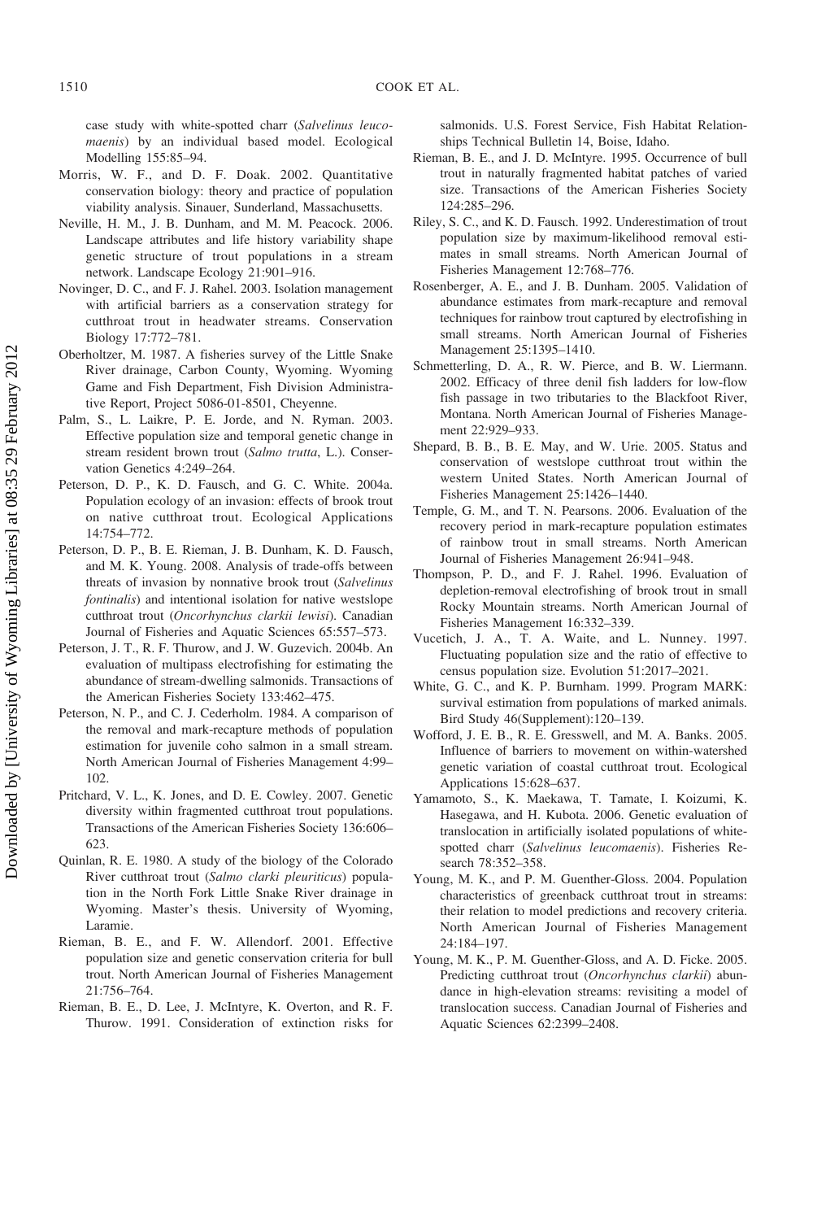case study with white-spotted charr (*Salvelinus leucomaenis*) by an individual based model. Ecological Modelling 155:85–94.

Morris, W. F., and D. F. Doak. 2002. Quantitative conservation biology: theory and practice of population viability analysis. Sinauer, Sunderland, Massachusetts.

Neville, H. M., J. B. Dunham, and M. M. Peacock. 2006. Landscape attributes and life history variability shape genetic structure of trout populations in a stream network. Landscape Ecology 21:901–916.

Novinger, D. C., and F. J. Rahel. 2003. Isolation management with artificial barriers as a conservation strategy for cutthroat trout in headwater streams. Conservation Biology 17:772–781.

Oberholtzer, M. 1987. A fisheries survey of the Little Snake River drainage, Carbon County, Wyoming. Wyoming Game and Fish Department, Fish Division Administrative Report, Project 5086-01-8501, Cheyenne.

Palm, S., L. Laikre, P. E. Jorde, and N. Ryman. 2003. Effective population size and temporal genetic change in stream resident brown trout (*Salmo trutta*, L.). Conservation Genetics 4:249–264.

Peterson, D. P., K. D. Fausch, and G. C. White. 2004a. Population ecology of an invasion: effects of brook trout on native cutthroat trout. Ecological Applications 14:754–772.

Peterson, D. P., B. E. Rieman, J. B. Dunham, K. D. Fausch, and M. K. Young. 2008. Analysis of trade-offs between threats of invasion by nonnative brook trout (*Salvelinus fontinalis*) and intentional isolation for native westslope cutthroat trout (*Oncorhynchus clarkii lewisi*). Canadian Journal of Fisheries and Aquatic Sciences 65:557–573.

Peterson, J. T., R. F. Thurow, and J. W. Guzevich. 2004b. An evaluation of multipass electrofishing for estimating the abundance of stream-dwelling salmonids. Transactions of the American Fisheries Society 133:462–475.

Peterson, N. P., and C. J. Cederholm. 1984. A comparison of the removal and mark-recapture methods of population estimation for juvenile coho salmon in a small stream. North American Journal of Fisheries Management 4:99–102.

Pritchard, V. L., K. Jones, and D. E. Cowley. 2007. Genetic diversity within fragmented cutthroat trout populations. Transactions of the American Fisheries Society 136:606–623.

Quinlan, R. E. 1980. A study of the biology of the Colorado River cutthroat trout (*Salmo clarki pleuriticus*) population in the North Fork Little Snake River drainage in Wyoming. Master's thesis. University of Wyoming, Laramie.

Rieman, B. E., and F. W. Allendorf. 2001. Effective population size and genetic conservation criteria for bull trout. North American Journal of Fisheries Management 21:756–764.

Rieman, B. E., D. Lee, J. McIntyre, K. Overton, and R. F. Thurow. 1991. Consideration of extinction risks for salmonids. U.S. Forest Service, Fish Habitat Relationships Technical Bulletin 14, Boise, Idaho.

Rieman, B. E., and J. D. McIntyre. 1995. Occurrence of bull trout in naturally fragmented habitat patches of varied size. Transactions of the American Fisheries Society 124:285–296.

Riley, S. C., and K. D. Fausch. 1992. Underestimation of trout population size by maximum-likelihood removal estimates in small streams. North American Journal of Fisheries Management 12:768–776.

Rosenberger, A. E., and J. B. Dunham. 2005. Validation of abundance estimates from mark-recapture and removal techniques for rainbow trout captured by electrofishing in small streams. North American Journal of Fisheries Management 25:1395–1410.

Schmetterling, D. A., R. W. Pierce, and B. W. Liermann. 2002. Efficacy of three denil fish ladders for low-flow fish passage in two tributaries to the Blackfoot River, Montana. North American Journal of Fisheries Management 22:929–933.

Shepard, B. B., B. E. May, and W. Urie. 2005. Status and conservation of westslope cutthroat trout within the western United States. North American Journal of Fisheries Management 25:1426–1440.

Temple, G. M., and T. N. Pearsons. 2006. Evaluation of the recovery period in mark-recapture population estimates of rainbow trout in small streams. North American Journal of Fisheries Management 26:941–948.

Thompson, P. D., and F. J. Rahel. 1996. Evaluation of depletion-removal electrofishing of brook trout in small Rocky Mountain streams. North American Journal of Fisheries Management 16:332–339.

Vucetich, J. A., T. A. Waite, and L. Nunney. 1997. Fluctuating population size and the ratio of effective to census population size. Evolution 51:2017–2021.

White, G. C., and K. P. Burnham. 1999. Program MARK: survival estimation from populations of marked animals. Bird Study 46(Supplement):120–139.

Wofford, J. E. B., R. E. Gresswell, and M. A. Banks. 2005. Influence of barriers to movement on within-watershed genetic variation of coastal cutthroat trout. Ecological Applications 15:628–637.

Yamamoto, S., K. Maekawa, T. Tamate, I. Koizumi, K. Hasegawa, and H. Kubota. 2006. Genetic evaluation of translocation in artificially isolated populations of white-spotted charr (*Salvelinus leucomaenis*). Fisheries Research 78:352–358.

Young, M. K., and P. M. Guenther-Gloss. 2004. Population characteristics of greenback cutthroat trout in streams: their relation to model predictions and recovery criteria. North American Journal of Fisheries Management 24:184–197.

Young, M. K., P. M. Guenther-Gloss, and A. D. Ficke. 2005. Predicting cutthroat trout (*Oncorhynchus clarkii*) abundance in high-elevation streams: revisiting a model of translocation success. Canadian Journal of Fisheries and Aquatic Sciences 62:2399–2408.